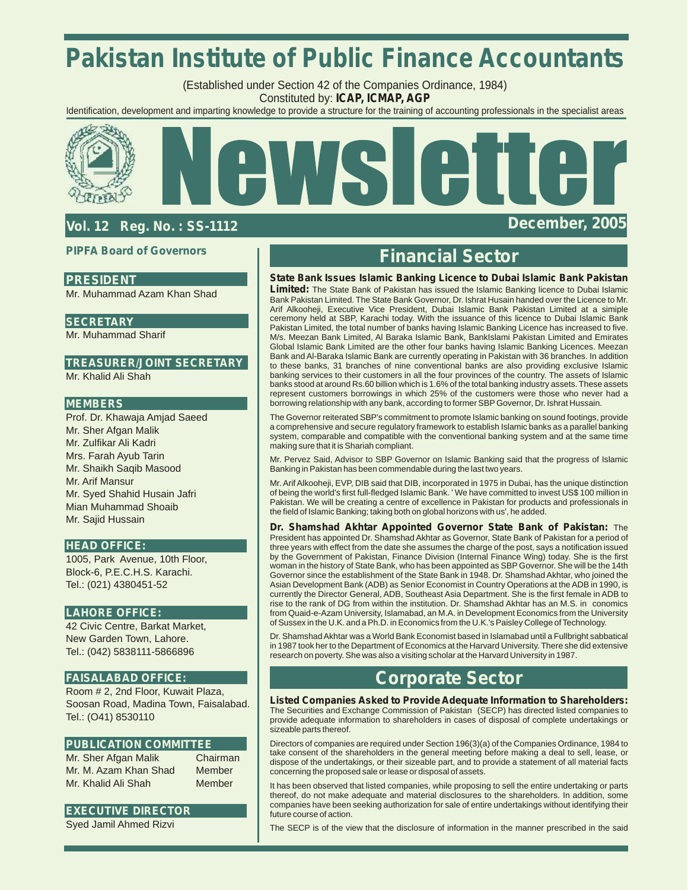# Pakistan Institute of Public Finance Accountants

(Established under Section 42 of the Companies Ordinance, 1984)
Constituted by: **ICAP, ICMAP, AGP**

Identification, development and imparting knowledge to provide a structure for the training of accounting professionals in the specialist areas

# Newsletter

**Vol. 12 Reg. No. : SS-1112** **December, 2005**

## PIPFA Board of Governors

**PRESIDENT**
Mr. Muhammad Azam Khan Shad

**SECRETARY**
Mr. Muhammad Sharif

**TREASURER/JOINT SECRETARY**
Mr. Khalid Ali Shah

**MEMBERS**
Prof. Dr. Khawaja Amjad Saeed
Mr. Sher Afgan Malik
Mr. Zulfikar Ali Kadri
Mrs. Farah Ayub Tarin
Mr. Shaikh Saqib Masood
Mr. Arif Mansur
Mr. Syed Shahid Husain Jafri
Mian Muhammad Shoaib
Mr. Sajid Hussain

**HEAD OFFICE:**
1005, Park Avenue, 10th Floor,
Block-6, P.E.C.H.S. Karachi.
Tel.: (021) 4380451-52

**LAHORE OFFICE:**
42 Civic Centre, Barkat Market,
New Garden Town, Lahore.
Tel.: (042) 5838111-5866896

**FAISALABAD OFFICE:**
Room # 2, 2nd Floor, Kuwait Plaza,
Soosan Road, Madina Town, Faisalabad.
Tel.: (O41) 8530110

**PUBLICATION COMMITTEE**

| | |
|---|---|
| Mr. Sher Afgan Malik | Chairman |
| Mr. M. Azam Khan Shad | Member |
| Mr. Khalid Ali Shah | Member |

**EXECUTIVE DIRECTOR**
Syed Jamil Ahmed Rizvi

## Financial Sector

**State Bank Issues Islamic Banking Licence to Dubai Islamic Bank Pakistan Limited:** The State Bank of Pakistan has issued the Islamic Banking licence to Dubai Islamic Bank Pakistan Limited. The State Bank Governor, Dr. Ishrat Husain handed over the Licence to Mr. Arif Alkooheji, Executive Vice President, Dubai Islamic Bank Pakistan Limited at a simiple ceremony held at SBP, Karachi today. With the issuance of this licence to Dubai Islamic Bank Pakistan Limited, the total number of banks having Islamic Banking Licence has increased to five. M/s. Meezan Bank Limited, Al Baraka Islamic Bank, BankIslami Pakistan Limited and Emirates Global Islamic Bank Limited are the other four banks having Islamic Banking Licences. Meezan Bank and Al-Baraka Islamic Bank are currently operating in Pakistan with 36 branches. In addition to these banks, 31 branches of nine conventional banks are also providing exclusive Islamic banking services to their customers in all the four provinces of the country. The assets of Islamic banks stood at around Rs.60 billion which is 1.6% of the total banking industry assets. These assets represent customers borrowings in which 25% of the customers were those who never had a borrowing relationship with any bank, according to former SBP Governor, Dr. Ishrat Hussain.

The Governor reiterated SBP's commitment to promote Islamic banking on sound footings, provide a comprehensive and secure regulatory framework to establish Islamic banks as a parallel banking system, comparable and compatible with the conventional banking system and at the same time making sure that it is Shariah compliant.

Mr. Pervez Said, Advisor to SBP Governor on Islamic Banking said that the progress of Islamic Banking in Pakistan has been commendable during the last two years.

Mr. Arif Alkooheji, EVP, DIB said that DIB, incorporated in 1975 in Dubai, has the unique distinction of being the world's first full-fledged Islamic Bank. ' We have committed to invest US$ 100 million in Pakistan. We will be creating a centre of excellence in Pakistan for products and professionals in the field of Islamic Banking; taking both on global horizons with us', he added.

**Dr. Shamshad Akhtar Appointed Governor State Bank of Pakistan:** The President has appointed Dr. Shamshad Akhtar as Governor, State Bank of Pakistan for a period of three years with effect from the date she assumes the charge of the post, says a notification issued by the Government of Pakistan, Finance Division (Internal Finance Wing) today. She is the first woman in the history of State Bank, who has been appointed as SBP Governor. She will be the 14th Governor since the establishment of the State Bank in 1948. Dr. Shamshad Akhtar, who joined the Asian Development Bank (ADB) as Senior Economist in Country Operations at the ADB in 1990, is currently the Director General, ADB, Southeast Asia Department. She is the first female in ADB to rise to the rank of DG from within the institution. Dr. Shamshad Akhtar has an M.S. in conomics from Quaid-e-Azam University, Islamabad, an M.A. in Development Economics from the University of Sussex in the U.K. and a Ph.D. in Economics from the U.K.'s Paisley College of Technology.

Dr. Shamshad Akhtar was a World Bank Economist based in Islamabad until a Fullbright sabbatical in 1987 took her to the Department of Economics at the Harvard University. There she did extensive research on poverty. She was also a visiting scholar at the Harvard University in 1987.

## Corporate Sector

**Listed Companies Asked to Provide Adequate Information to Shareholders:** The Securities and Exchange Commission of Pakistan (SECP) has directed listed companies to provide adequate information to shareholders in cases of disposal of complete undertakings or sizeable parts thereof.

Directors of companies are required under Section 196(3)(a) of the Companies Ordinance, 1984 to take consent of the shareholders in the general meeting before making a deal to sell, lease, or dispose of the undertakings, or their sizeable part, and to provide a statement of all material facts concerning the proposed sale or lease or disposal of assets.

It has been observed that listed companies, while proposing to sell the entire undertaking or parts thereof, do not make adequate and material disclosures to the shareholders. In addition, some companies have been seeking authorization for sale of entire undertakings without identifying their future course of action.

The SECP is of the view that the disclosure of information in the manner prescribed in the said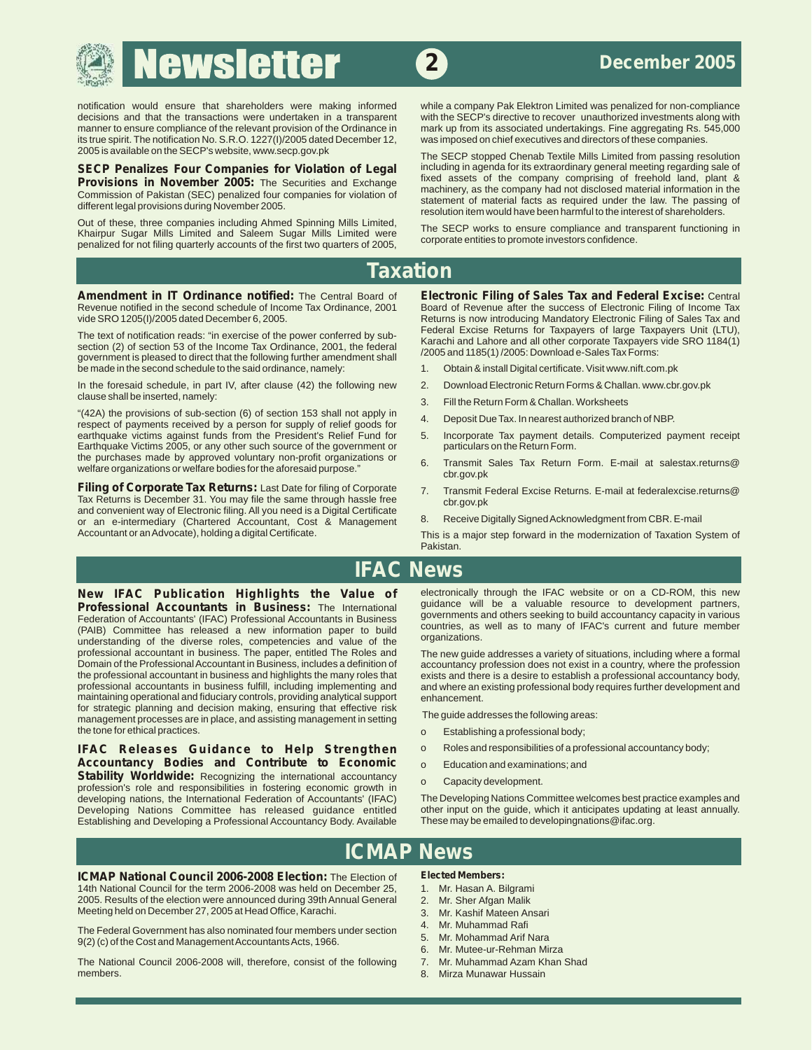notification would ensure that shareholders were making informed decisions and that the transactions were undertaken in a transparent manner to ensure compliance of the relevant provision of the Ordinance in its true spirit. The notification No. S.R.O. 1227(I)/2005 dated December 12, 2005 is available on the SECP's website, www.secp.gov.pk

**SECP Penalizes Four Companies for Violation of Legal Provisions in November 2005:** The Securities and Exchange Commission of Pakistan (SEC) penalized four companies for violation of different legal provisions during November 2005.

Out of these, three companies including Ahmed Spinning Mills Limited, Khairpur Sugar Mills Limited and Saleem Sugar Mills Limited were penalized for not filing quarterly accounts of the first two quarters of 2005, while a company Pak Elektron Limited was penalized for non-compliance with the SECP's directive to recover unauthorized investments along with mark up from its associated undertakings. Fine aggregating Rs. 545,000 was imposed on chief executives and directors of these companies.

The SECP stopped Chenab Textile Mills Limited from passing resolution including in agenda for its extraordinary general meeting regarding sale of fixed assets of the company comprising of freehold land, plant & machinery, as the company had not disclosed material information in the statement of material facts as required under the law. The passing of resolution item would have been harmful to the interest of shareholders.

The SECP works to ensure compliance and transparent functioning in corporate entities to promote investors confidence.

## Taxation

**Amendment in IT Ordinance notified:** The Central Board of Revenue notified in the second schedule of Income Tax Ordinance, 2001 vide SRO 1205(I)/2005 dated December 6, 2005.

The text of notification reads: "in exercise of the power conferred by sub-section (2) of section 53 of the Income Tax Ordinance, 2001, the federal government is pleased to direct that the following further amendment shall be made in the second schedule to the said ordinance, namely:

In the foresaid schedule, in part IV, after clause (42) the following new clause shall be inserted, namely:

"(42A) the provisions of sub-section (6) of section 153 shall not apply in respect of payments received by a person for supply of relief goods for earthquake victims against funds from the President's Relief Fund for Earthquake Victims 2005, or any other such source of the government or the purchases made by approved voluntary non-profit organizations or welfare organizations or welfare bodies for the aforesaid purpose."

**Filing of Corporate Tax Returns:** Last Date for filing of Corporate Tax Returns is December 31. You may file the same through hassle free and convenient way of Electronic filing. All you need is a Digital Certificate or an e-intermediary (Chartered Accountant, Cost & Management Accountant or an Advocate), holding a digital Certificate.

**Electronic Filing of Sales Tax and Federal Excise:** Central Board of Revenue after the success of Electronic Filing of Income Tax Returns is now introducing Mandatory Electronic Filing of Sales Tax and Federal Excise Returns for Taxpayers of large Taxpayers Unit (LTU), Karachi and Lahore and all other corporate Taxpayers vide SRO 1184(1) /2005 and 1185(1) /2005: Download e-Sales Tax Forms:

1. Obtain & install Digital certificate. Visit www.nift.com.pk
2. Download Electronic Return Forms & Challan. www.cbr.gov.pk
3. Fill the Return Form & Challan. Worksheets
4. Deposit Due Tax. In nearest authorized branch of NBP.
5. Incorporate Tax payment details. Computerized payment receipt particulars on the Return Form.
6. Transmit Sales Tax Return Form. E-mail at salestax.returns@cbr.gov.pk
7. Transmit Federal Excise Returns. E-mail at federalexcise.returns@cbr.gov.pk
8. Receive Digitally Signed Acknowledgment from CBR. E-mail

This is a major step forward in the modernization of Taxation System of Pakistan.

## IFAC News

**New IFAC Publication Highlights the Value of Professional Accountants in Business:** The International Federation of Accountants' (IFAC) Professional Accountants in Business (PAIB) Committee has released a new information paper to build understanding of the diverse roles, competencies and value of the professional accountant in business. The paper, entitled The Roles and Domain of the Professional Accountant in Business, includes a definition of the professional accountant in business and highlights the many roles that professional accountants in business fulfill, including implementing and maintaining operational and fiduciary controls, providing analytical support for strategic planning and decision making, ensuring that effective risk management processes are in place, and assisting management in setting the tone for ethical practices.

**IFAC Releases Guidance to Help Strengthen Accountancy Bodies and Contribute to Economic Stability Worldwide:** Recognizing the international accountancy profession's role and responsibilities in fostering economic growth in developing nations, the International Federation of Accountants' (IFAC) Developing Nations Committee has released guidance entitled Establishing and Developing a Professional Accountancy Body. Available electronically through the IFAC website or on a CD-ROM, this new guidance will be a valuable resource to development partners, governments and others seeking to build accountancy capacity in various countries, as well as to many of IFAC's current and future member organizations.

The new guide addresses a variety of situations, including where a formal accountancy profession does not exist in a country, where the profession exists and there is a desire to establish a professional accountancy body, and where an existing professional body requires further development and enhancement.

The guide addresses the following areas:

- Establishing a professional body;
- Roles and responsibilities of a professional accountancy body;
- Education and examinations; and
- Capacity development.

The Developing Nations Committee welcomes best practice examples and other input on the guide, which it anticipates updating at least annually. These may be emailed to developingnations@ifac.org.

## ICMAP News

**ICMAP National Council 2006-2008 Election:** The Election of 14th National Council for the term 2006-2008 was held on December 25, 2005. Results of the election were announced during 39th Annual General Meeting held on December 27, 2005 at Head Office, Karachi.

The Federal Government has also nominated four members under section 9(2) (c) of the Cost and Management Accountants Acts, 1966.

The National Council 2006-2008 will, therefore, consist of the following members.

**Elected Members:**

1. Mr. Hasan A. Bilgrami
2. Mr. Sher Afgan Malik
3. Mr. Kashif Mateen Ansari
4. Mr. Muhammad Rafi
5. Mr. Mohammad Arif Nara
6. Mr. Mutee-ur-Rehman Mirza
7. Mr. Muhammad Azam Khan Shad
8. Mirza Munawar Hussain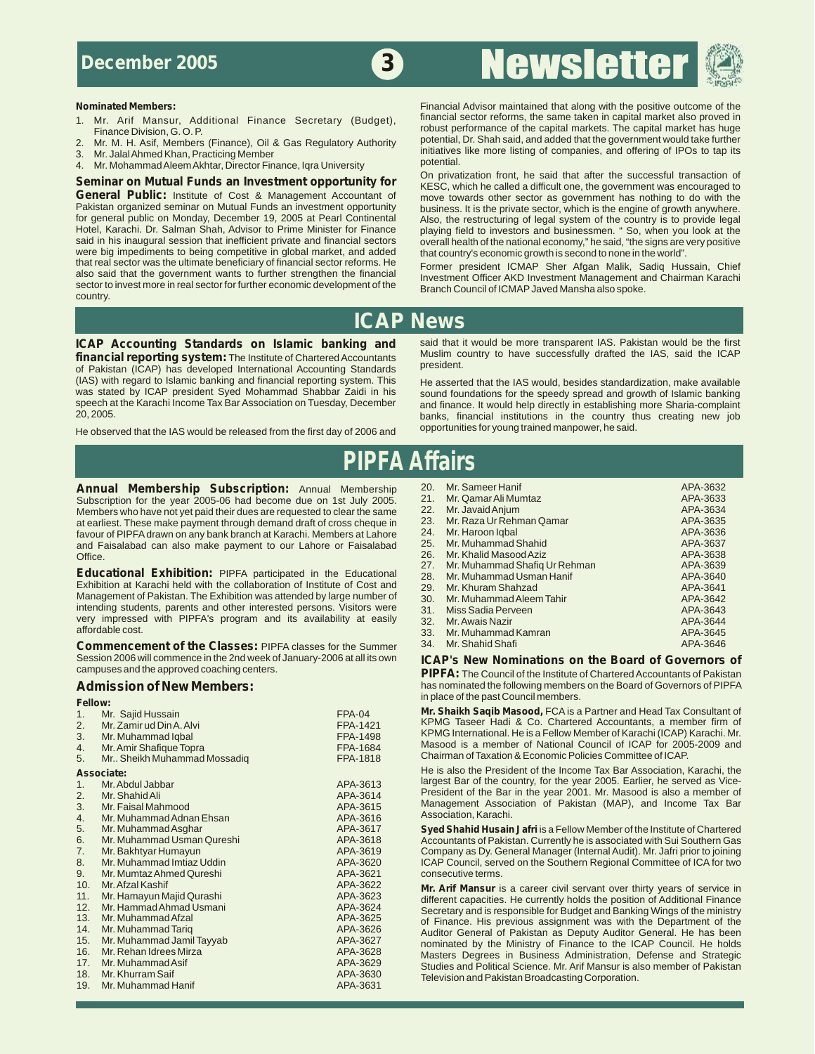**Nominated Members:**

1. Mr. Arif Mansur, Additional Finance Secretary (Budget), Finance Division, G. O. P.
2. Mr. M. H. Asif, Members (Finance), Oil & Gas Regulatory Authority
3. Mr. Jalal Ahmed Khan, Practicing Member
4. Mr. Mohammad Aleem Akhtar, Director Finance, Iqra University

**Seminar on Mutual Funds an Investment opportunity for General Public:** Institute of Cost & Management Accountant of Pakistan organized seminar on Mutual Funds an investment opportunity for general public on Monday, December 19, 2005 at Pearl Continental Hotel, Karachi. Dr. Salman Shah, Advisor to Prime Minister for Finance said in his inaugural session that inefficient private and financial sectors were big impediments to being competitive in global market, and added that real sector was the ultimate beneficiary of financial sector reforms. He also said that the government wants to further strengthen the financial sector to invest more in real sector for further economic development of the country.

Financial Advisor maintained that along with the positive outcome of the financial sector reforms, the same taken in capital market also proved in robust performance of the capital markets. The capital market has huge potential, Dr. Shah said, and added that the government would take further initiatives like more listing of companies, and offering of IPOs to tap its potential.

On privatization front, he said that after the successful transaction of KESC, which he called a difficult one, the government was encouraged to move towards other sector as government has nothing to do with the business. It is the private sector, which is the engine of growth anywhere. Also, the restructuring of legal system of the country is to provide legal playing field to investors and businessmen. " So, when you look at the overall health of the national economy," he said, "the signs are very positive that country's economic growth is second to none in the world".

Former president ICMAP Sher Afgan Malik, Sadiq Hussain, Chief Investment Officer AKD Investment Management and Chairman Karachi Branch Council of ICMAP Javed Mansha also spoke.

# ICAP News

**ICAP Accounting Standards on Islamic banking and financial reporting system:** The Institute of Chartered Accountants of Pakistan (ICAP) has developed International Accounting Standards (IAS) with regard to Islamic banking and financial reporting system. This was stated by ICAP president Syed Mohammad Shabbar Zaidi in his speech at the Karachi Income Tax Bar Association on Tuesday, December 20, 2005.

He observed that the IAS would be released from the first day of 2006 and said that it would be more transparent IAS. Pakistan would be the first Muslim country to have successfully drafted the IAS, said the ICAP president.

He asserted that the IAS would, besides standardization, make available sound foundations for the speedy spread and growth of Islamic banking and finance. It would help directly in establishing more Sharia-complaint banks, financial institutions in the country thus creating new job opportunities for young trained manpower, he said.

# PIPFA Affairs

**Annual Membership Subscription:** Annual Membership Subscription for the year 2005-06 had become due on 1st July 2005. Members who have not yet paid their dues are requested to clear the same at earliest. These make payment through demand draft of cross cheque in favour of PIPFA drawn on any bank branch at Karachi. Members at Lahore and Faisalabad can also make payment to our Lahore or Faisalabad Office.

**Educational Exhibition:** PIPFA participated in the Educational Exhibition at Karachi held with the collaboration of Institute of Cost and Management of Pakistan. The Exhibition was attended by large number of intending students, parents and other interested persons. Visitors were very impressed with PIPFA's program and its availability at easily affordable cost.

**Commencement of the Classes:** PIPFA classes for the Summer Session 2006 will commence in the 2nd week of January-2006 at all its own campuses and the approved coaching centers.

## Admission of New Members:

**Fellow:**

| | Name | No. |
|---|---|---|
| 1. | Mr. Sajid Hussain | FPA-04 |
| 2. | Mr. Zamir ud Din A. Alvi | FPA-1421 |
| 3. | Mr. Muhammad Iqbal | FPA-1498 |
| 4. | Mr. Amir Shafique Topra | FPA-1684 |
| 5. | Mr.. Sheikh Muhammad Mossadiq | FPA-1818 |

**Associate:**

| | Name | No. |
|---|---|---|
| 1. | Mr. Abdul Jabbar | APA-3613 |
| 2. | Mr. Shahid Ali | APA-3614 |
| 3. | Mr. Faisal Mahmood | APA-3615 |
| 4. | Mr. Muhammad Adnan Ehsan | APA-3616 |
| 5. | Mr. Muhammad Asghar | APA-3617 |
| 6. | Mr. Muhammad Usman Qureshi | APA-3618 |
| 7. | Mr. Bakhtyar Humayun | APA-3619 |
| 8. | Mr. Muhammad Imtiaz Uddin | APA-3620 |
| 9. | Mr. Mumtaz Ahmed Qureshi | APA-3621 |
| 10. | Mr. Afzal Kashif | APA-3622 |
| 11. | Mr. Hamayun Majid Qurashi | APA-3623 |
| 12. | Mr. Hammad Ahmad Usmani | APA-3624 |
| 13. | Mr. Muhammad Afzal | APA-3625 |
| 14. | Mr. Muhammad Tariq | APA-3626 |
| 15. | Mr. Muhammad Jamil Tayyab | APA-3627 |
| 16. | Mr. Rehan Idrees Mirza | APA-3628 |
| 17. | Mr. Muhammad Asif | APA-3629 |
| 18. | Mr. Khurram Saif | APA-3630 |
| 19. | Mr. Muhammad Hanif | APA-3631 |
| 20. | Mr. Sameer Hanif | APA-3632 |
| 21. | Mr. Qamar Ali Mumtaz | APA-3633 |
| 22. | Mr. Javaid Anjum | APA-3634 |
| 23. | Mr. Raza Ur Rehman Qamar | APA-3635 |
| 24. | Mr. Haroon Iqbal | APA-3636 |
| 25. | Mr. Muhammad Shahid | APA-3637 |
| 26. | Mr. Khalid Masood Aziz | APA-3638 |
| 27. | Mr. Muhammad Shafiq Ur Rehman | APA-3639 |
| 28. | Mr. Muhammad Usman Hanif | APA-3640 |
| 29. | Mr. Khuram Shahzad | APA-3641 |
| 30. | Mr. Muhammad Aleem Tahir | APA-3642 |
| 31. | Miss Sadia Perveen | APA-3643 |
| 32. | Mr. Awais Nazir | APA-3644 |
| 33. | Mr. Muhammad Kamran | APA-3645 |
| 34. | Mr. Shahid Shafi | APA-3646 |

**ICAP's New Nominations on the Board of Governors of PIPFA:** The Council of the Institute of Chartered Accountants of Pakistan has nominated the following members on the Board of Governors of PIPFA in place of the past Council members.

**Mr. Shaikh Saqib Masood,** FCA is a Partner and Head Tax Consultant of KPMG Taseer Hadi & Co. Chartered Accountants, a member firm of KPMG International. He is a Fellow Member of Karachi (ICAP) Karachi. Mr. Masood is a member of National Council of ICAP for 2005-2009 and Chairman of Taxation & Economic Policies Committee of ICAP.

He is also the President of the Income Tax Bar Association, Karachi, the largest Bar of the country, for the year 2005. Earlier, he served as Vice-President of the Bar in the year 2001. Mr. Masood is also a member of Management Association of Pakistan (MAP), and Income Tax Bar Association, Karachi.

**Syed Shahid Husain Jafri** is a Fellow Member of the Institute of Chartered Accountants of Pakistan. Currently he is associated with Sui Southern Gas Company as Dy. General Manager (Internal Audit). Mr. Jafri prior to joining ICAP Council, served on the Southern Regional Committee of ICA for two consecutive terms.

**Mr. Arif Mansur** is a career civil servant over thirty years of service in different capacities. He currently holds the position of Additional Finance Secretary and is responsible for Budget and Banking Wings of the ministry of Finance. His previous assignment was with the Department of the Auditor General of Pakistan as Deputy Auditor General. He has been nominated by the Ministry of Finance to the ICAP Council. He holds Masters Degrees in Business Administration, Defense and Strategic Studies and Political Science. Mr. Arif Mansur is also member of Pakistan Television and Pakistan Broadcasting Corporation.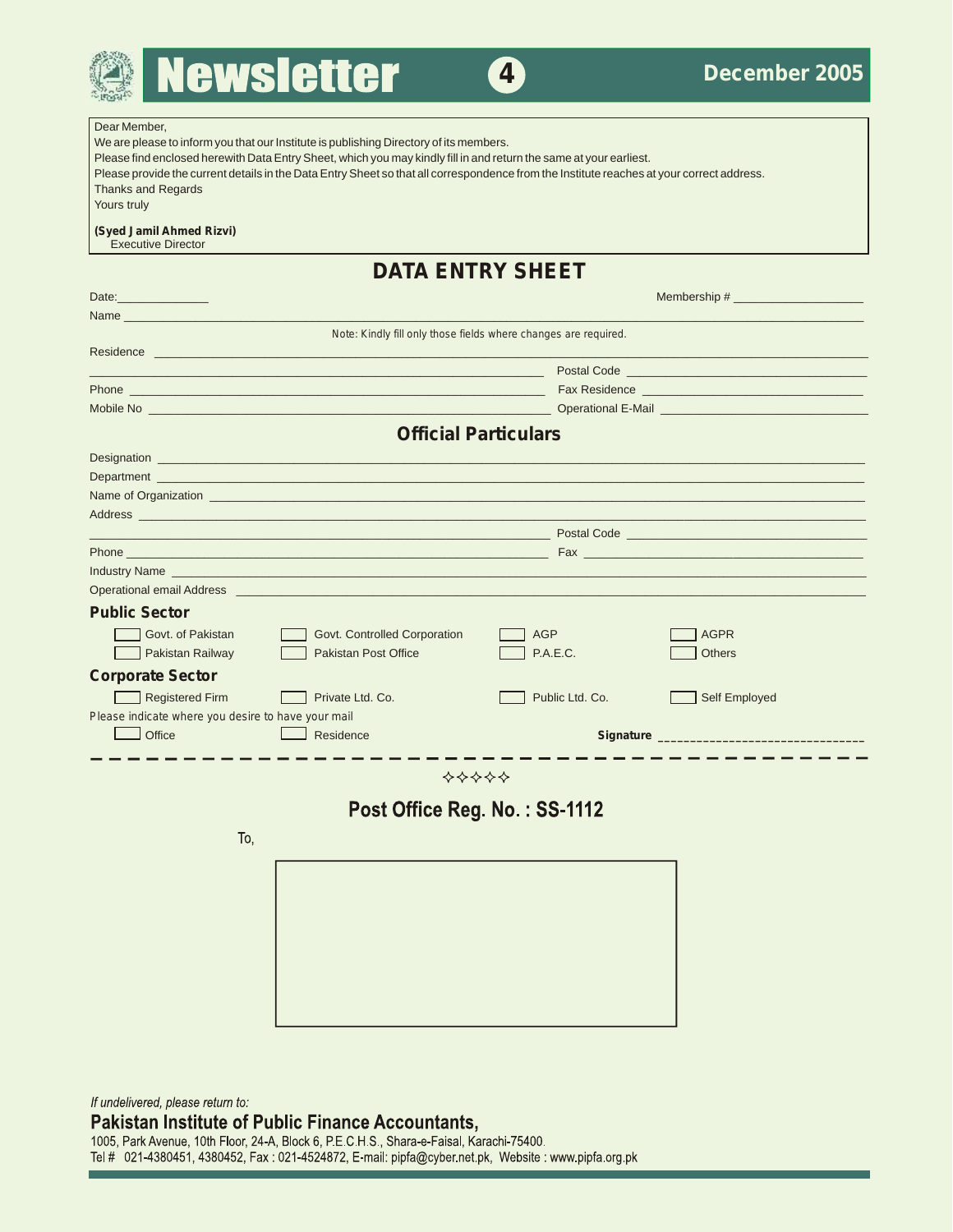Dear Member,

We are please to inform you that our Institute is publishing Directory of its members.

Please find enclosed herewith Data Entry Sheet, which you may kindly fill in and return the same at your earliest.

Please provide the current details in the Data Entry Sheet so that all correspondence from the Institute reaches at your correct address.

Thanks and Regards

Yours truly

**(Syed Jamil Ahmed Rizvi)**
Executive Director

## DATA ENTRY SHEET

Date:______________ Membership # ____________________

Name ____________________________________________

Note: Kindly fill only those fields where changes are required.

Residence ____________________________________________

____________________________________ Postal Code ____________________

Phone ____________________________________ Fax Residence ____________________

Mobile No ____________________________________ Operational E-Mail ____________________

## Official Particulars

Designation ____________________________________________

Department ____________________________________________

Name of Organization ____________________________________________

Address ____________________________________________

____________________________________ Postal Code ____________________

Phone ____________________________________ Fax ____________________

Industry Name ____________________________________________

Operational email Address ____________________________________________

### Public Sector

- [ ] Govt. of Pakistan
- [ ] Govt. Controlled Corporation
- [ ] AGP
- [ ] AGPR
- [ ] Pakistan Railway
- [ ] Pakistan Post Office
- [ ] P.A.E.C.
- [ ] Others

### Corporate Sector

- [ ] Registered Firm
- [ ] Private Ltd. Co.
- [ ] Public Ltd. Co.
- [ ] Self Employed

Please indicate where you desire to have your mail

- [ ] Office
- [ ] Residence

**Signature** ______________________________

✧✧✧✧✧

## Post Office Reg. No. : SS-1112

To,

*If undelivered, please return to:*

**Pakistan Institute of Public Finance Accountants,**

1005, Park Avenue, 10th Floor, 24-A, Block 6, P.E.C.H.S., Shara-e-Faisal, Karachi-75400.

Tel # 021-4380451, 4380452, Fax : 021-4524872, E-mail: pipfa@cyber.net.pk, Website : www.pipfa.org.pk